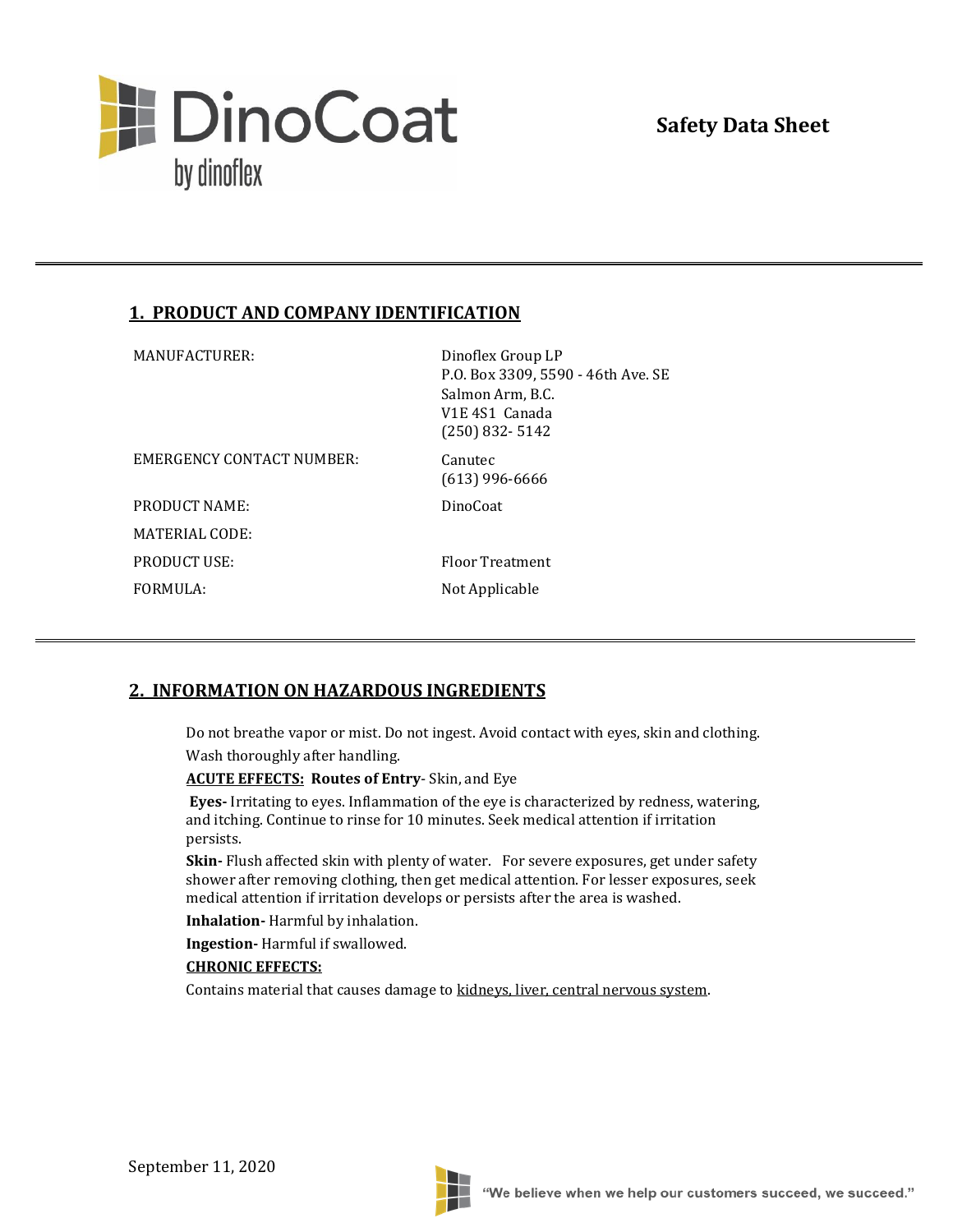**Safety Data Sheet**

## 1. PRODUCT AND COMPANY IDENTIFICATION

| | |
|---|---|
| MANUFACTURER: | Dinoflex Group LP<br>P.O. Box 3309, 5590 - 46th Ave. SE<br>Salmon Arm, B.C.<br>V1E 4S1 Canada<br>(250) 832- 5142 |
| EMERGENCY CONTACT NUMBER: | Canutec<br>(613) 996-6666 |
| PRODUCT NAME: | DinoCoat |
| MATERIAL CODE: | |
| PRODUCT USE: | Floor Treatment |
| FORMULA: | Not Applicable |

## 2. INFORMATION ON HAZARDOUS INGREDIENTS

Do not breathe vapor or mist. Do not ingest. Avoid contact with eyes, skin and clothing. Wash thoroughly after handling.

**ACUTE EFFECTS: Routes of Entry**- Skin, and Eye

**Eyes-** Irritating to eyes. Inflammation of the eye is characterized by redness, watering, and itching. Continue to rinse for 10 minutes. Seek medical attention if irritation persists.

**Skin-** Flush affected skin with plenty of water. For severe exposures, get under safety shower after removing clothing, then get medical attention. For lesser exposures, seek medical attention if irritation develops or persists after the area is washed.

**Inhalation-** Harmful by inhalation.

**Ingestion-** Harmful if swallowed.

**CHRONIC EFFECTS:**

Contains material that causes damage to kidneys, liver, central nervous system.

September 11, 2020

"We believe when we help our customers succeed, we succeed."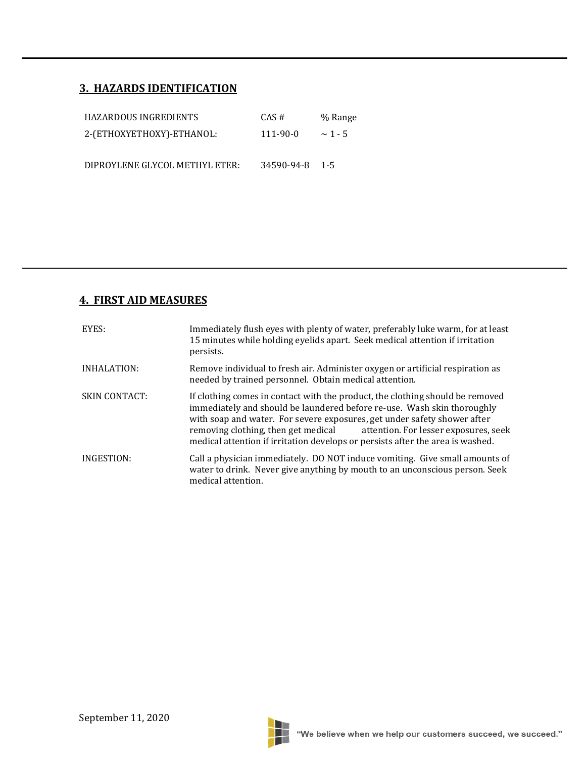## 3. HAZARDS IDENTIFICATION

| HAZARDOUS INGREDIENTS | CAS # | % Range |
|---|---|---|
| 2-(ETHOXYETHOXY)-ETHANOL: | 111-90-0 | ~ 1 - 5 |
| DIPROYLENE GLYCOL METHYL ETER: | 34590-94-8 | 1-5 |

## 4. FIRST AID MEASURES

EYES: Immediately flush eyes with plenty of water, preferably luke warm, for at least 15 minutes while holding eyelids apart. Seek medical attention if irritation persists.

INHALATION: Remove individual to fresh air. Administer oxygen or artificial respiration as needed by trained personnel. Obtain medical attention.

SKIN CONTACT: If clothing comes in contact with the product, the clothing should be removed immediately and should be laundered before re-use. Wash skin thoroughly with soap and water. For severe exposures, get under safety shower after removing clothing, then get medical attention. For lesser exposures, seek medical attention if irritation develops or persists after the area is washed.

INGESTION: Call a physician immediately. DO NOT induce vomiting. Give small amounts of water to drink. Never give anything by mouth to an unconscious person. Seek medical attention.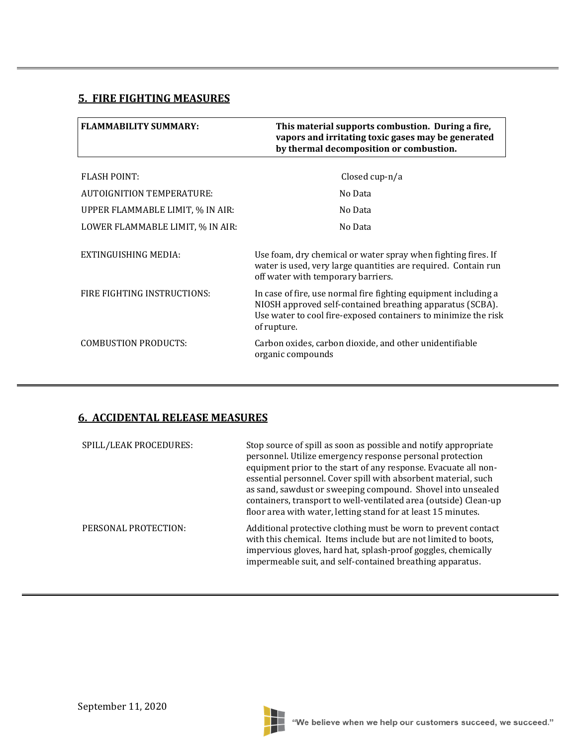## 5. FIRE FIGHTING MEASURES

| **FLAMMABILITY SUMMARY:** | **This material supports combustion. During a fire, vapors and irritating toxic gases may be generated by thermal decomposition or combustion.** |
|---|---|

| | |
|---|---|
| FLASH POINT: | Closed cup-n/a |
| AUTOIGNITION TEMPERATURE: | No Data |
| UPPER FLAMMABLE LIMIT, % IN AIR: | No Data |
| LOWER FLAMMABLE LIMIT, % IN AIR: | No Data |
| EXTINGUISHING MEDIA: | Use foam, dry chemical or water spray when fighting fires. If water is used, very large quantities are required. Contain run off water with temporary barriers. |
| FIRE FIGHTING INSTRUCTIONS: | In case of fire, use normal fire fighting equipment including a NIOSH approved self-contained breathing apparatus (SCBA). Use water to cool fire-exposed containers to minimize the risk of rupture. |
| COMBUSTION PRODUCTS: | Carbon oxides, carbon dioxide, and other unidentifiable organic compounds |

## 6. ACCIDENTAL RELEASE MEASURES

| | |
|---|---|
| SPILL/LEAK PROCEDURES: | Stop source of spill as soon as possible and notify appropriate personnel. Utilize emergency response personal protection equipment prior to the start of any response. Evacuate all non-essential personnel. Cover spill with absorbent material, such as sand, sawdust or sweeping compound. Shovel into unsealed containers, transport to well-ventilated area (outside) Clean-up floor area with water, letting stand for at least 15 minutes. |
| PERSONAL PROTECTION: | Additional protective clothing must be worn to prevent contact with this chemical. Items include but are not limited to boots, impervious gloves, hard hat, splash-proof goggles, chemically impermeable suit, and self-contained breathing apparatus. |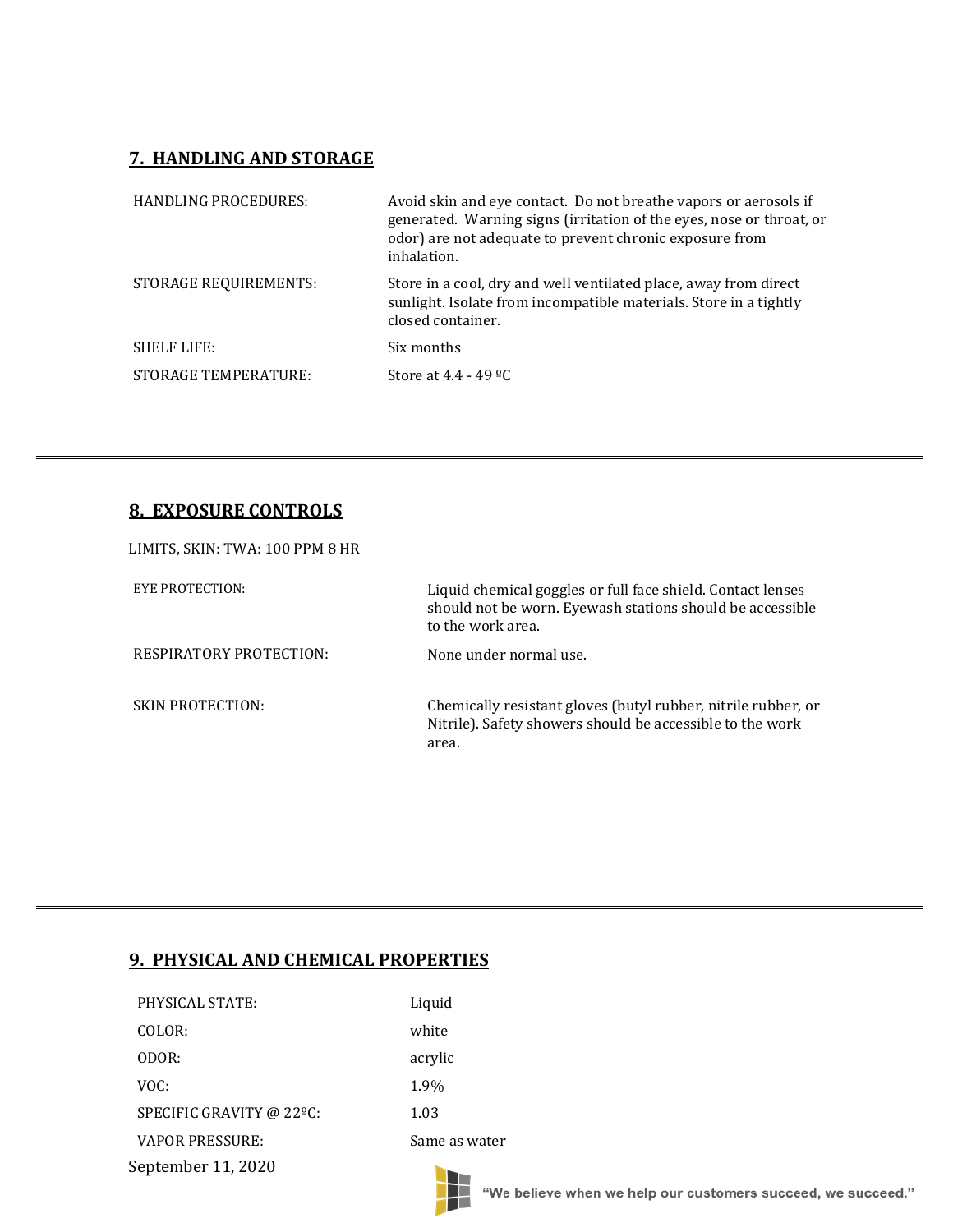## 7. HANDLING AND STORAGE

| | |
|---|---|
| HANDLING PROCEDURES: | Avoid skin and eye contact. Do not breathe vapors or aerosols if generated. Warning signs (irritation of the eyes, nose or throat, or odor) are not adequate to prevent chronic exposure from inhalation. |
| STORAGE REQUIREMENTS: | Store in a cool, dry and well ventilated place, away from direct sunlight. Isolate from incompatible materials. Store in a tightly closed container. |
| SHELF LIFE: | Six months |
| STORAGE TEMPERATURE: | Store at 4.4 - 49 ºC |

## 8. EXPOSURE CONTROLS

LIMITS, SKIN: TWA: 100 PPM 8 HR

| | |
|---|---|
| EYE PROTECTION: | Liquid chemical goggles or full face shield. Contact lenses should not be worn. Eyewash stations should be accessible to the work area. |
| RESPIRATORY PROTECTION: | None under normal use. |
| SKIN PROTECTION: | Chemically resistant gloves (butyl rubber, nitrile rubber, or Nitrile). Safety showers should be accessible to the work area. |

## 9. PHYSICAL AND CHEMICAL PROPERTIES

| | |
|---|---|
| PHYSICAL STATE: | Liquid |
| COLOR: | white |
| ODOR: | acrylic |
| VOC: | 1.9% |
| SPECIFIC GRAVITY @ 22ºC: | 1.03 |
| VAPOR PRESSURE: | Same as water |

September 11, 2020

"We believe when we help our customers succeed, we succeed."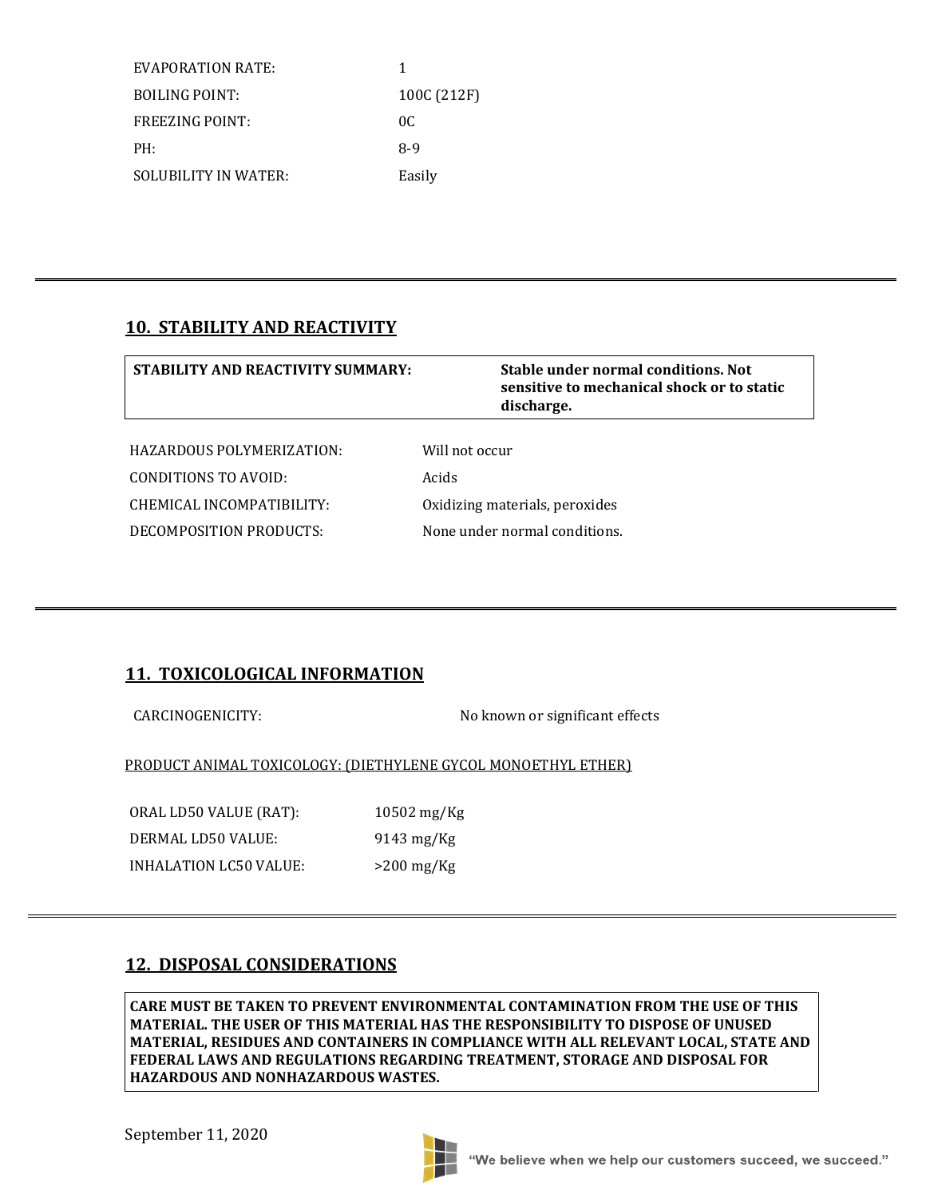| | |
|---|---|
| EVAPORATION RATE: | 1 |
| BOILING POINT: | 100C (212F) |
| FREEZING POINT: | 0C |
| PH: | 8-9 |
| SOLUBILITY IN WATER: | Easily |

## 10. STABILITY AND REACTIVITY

| STABILITY AND REACTIVITY SUMMARY: | Stable under normal conditions. Not sensitive to mechanical shock or to static discharge. |
|---|---|

| | |
|---|---|
| HAZARDOUS POLYMERIZATION: | Will not occur |
| CONDITIONS TO AVOID: | Acids |
| CHEMICAL INCOMPATIBILITY: | Oxidizing materials, peroxides |
| DECOMPOSITION PRODUCTS: | None under normal conditions. |

## 11. TOXICOLOGICAL INFORMATION

CARCINOGENICITY: No known or significant effects

PRODUCT ANIMAL TOXICOLOGY: (DIETHYLENE GYCOL MONOETHYL ETHER)

| | |
|---|---|
| ORAL LD50 VALUE (RAT): | 10502 mg/Kg |
| DERMAL LD50 VALUE: | 9143 mg/Kg |
| INHALATION LC50 VALUE: | >200 mg/Kg |

## 12. DISPOSAL CONSIDERATIONS

**CARE MUST BE TAKEN TO PREVENT ENVIRONMENTAL CONTAMINATION FROM THE USE OF THIS MATERIAL. THE USER OF THIS MATERIAL HAS THE RESPONSIBILITY TO DISPOSE OF UNUSED MATERIAL, RESIDUES AND CONTAINERS IN COMPLIANCE WITH ALL RELEVANT LOCAL, STATE AND FEDERAL LAWS AND REGULATIONS REGARDING TREATMENT, STORAGE AND DISPOSAL FOR HAZARDOUS AND NONHAZARDOUS WASTES.**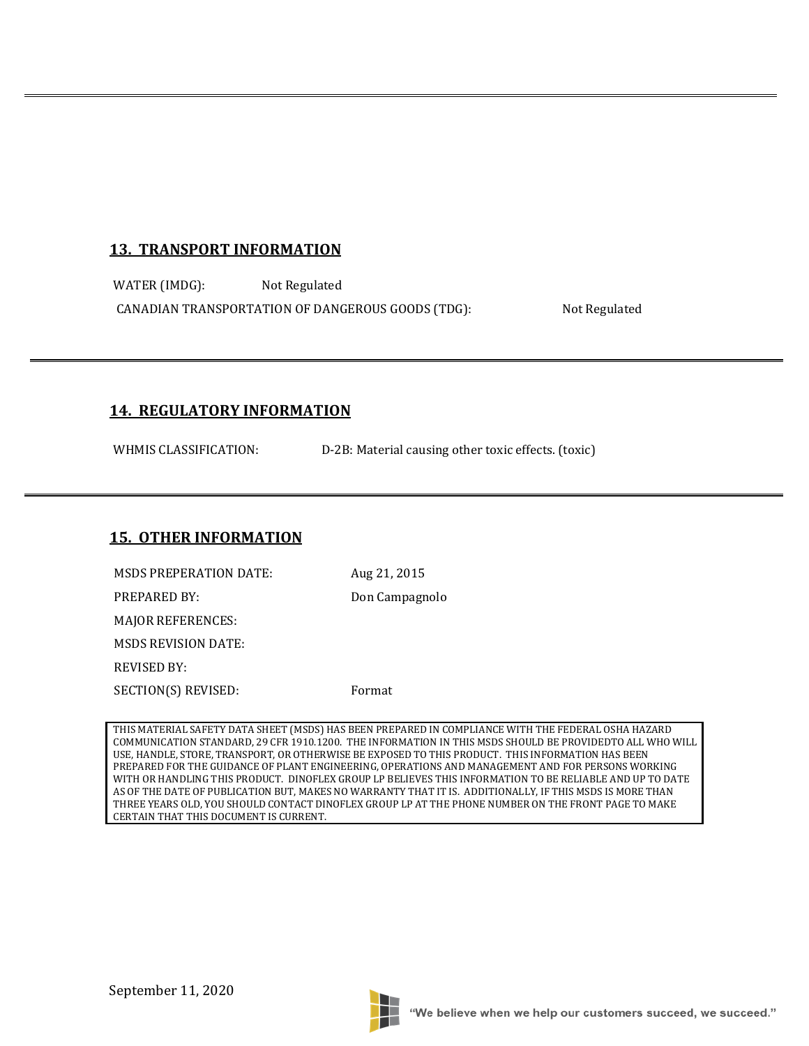## 13. TRANSPORT INFORMATION

WATER (IMDG): Not Regulated

CANADIAN TRANSPORTATION OF DANGEROUS GOODS (TDG): Not Regulated

## 14. REGULATORY INFORMATION

WHMIS CLASSIFICATION: D-2B: Material causing other toxic effects. (toxic)

## 15. OTHER INFORMATION

| | |
|---|---|
| MSDS PREPERATION DATE: | Aug 21, 2015 |
| PREPARED BY: | Don Campagnolo |
| MAJOR REFERENCES: | |
| MSDS REVISION DATE: | |
| REVISED BY: | |
| SECTION(S) REVISED: | Format |

THIS MATERIAL SAFETY DATA SHEET (MSDS) HAS BEEN PREPARED IN COMPLIANCE WITH THE FEDERAL OSHA HAZARD COMMUNICATION STANDARD, 29 CFR 1910.1200. THE INFORMATION IN THIS MSDS SHOULD BE PROVIDEDTO ALL WHO WILL USE, HANDLE, STORE, TRANSPORT, OR OTHERWISE BE EXPOSED TO THIS PRODUCT. THIS INFORMATION HAS BEEN PREPARED FOR THE GUIDANCE OF PLANT ENGINEERING, OPERATIONS AND MANAGEMENT AND FOR PERSONS WORKING WITH OR HANDLING THIS PRODUCT. DINOFLEX GROUP LP BELIEVES THIS INFORMATION TO BE RELIABLE AND UP TO DATE AS OF THE DATE OF PUBLICATION BUT, MAKES NO WARRANTY THAT IT IS. ADDITIONALLY, IF THIS MSDS IS MORE THAN THREE YEARS OLD, YOU SHOULD CONTACT DINOFLEX GROUP LP AT THE PHONE NUMBER ON THE FRONT PAGE TO MAKE CERTAIN THAT THIS DOCUMENT IS CURRENT.